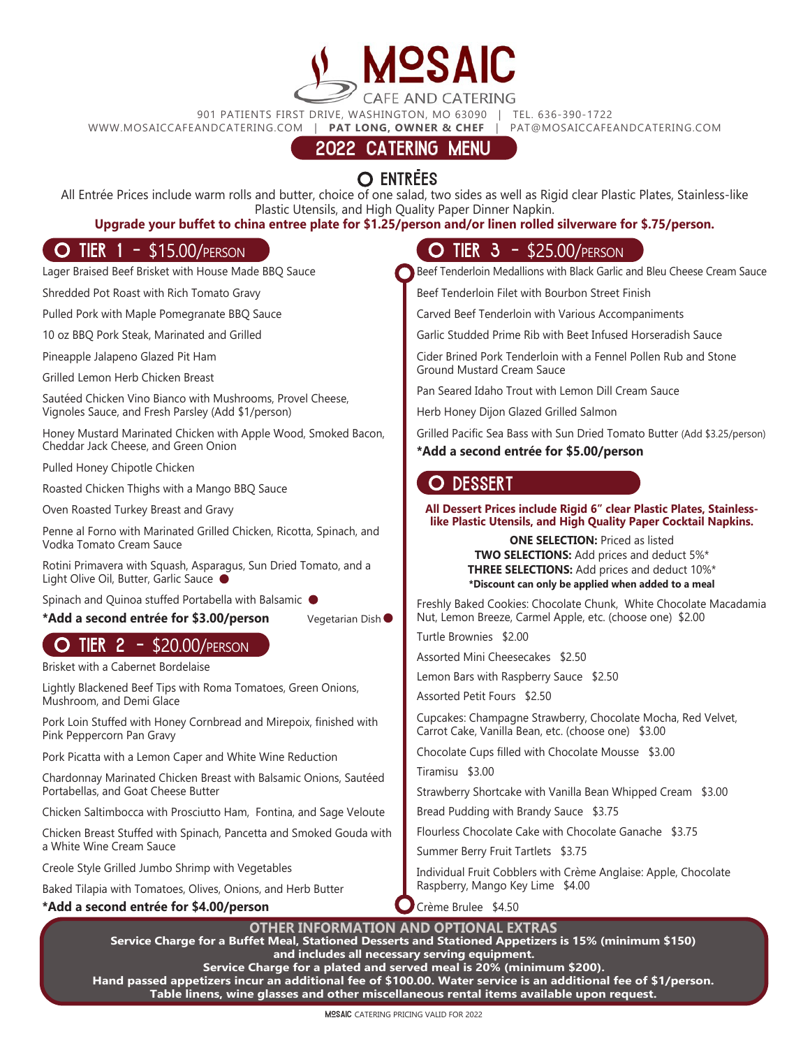# MOSAIC

CAFE AND CATERING

901 PATIENTS FIRST DRIVE, WASHINGTON, MO 63090 | TEL. 636-390-1722
WWW.MOSAICCAFEANDCATERING.COM | **PAT LONG, OWNER & CHEF** | PAT@MOSAICCAFEANDCATERING.COM

## 2022 CATERING MENU

## ENTRÉES

All Entrée Prices include warm rolls and butter, choice of one salad, two sides as well as Rigid clear Plastic Plates, Stainless-like Plastic Utensils, and High Quality Paper Dinner Napkin.

**Upgrade your buffet to china entree plate for $1.25/person and/or linen rolled silverware for $.75/person.**

### TIER 1 - $15.00/PERSON

Lager Braised Beef Brisket with House Made BBQ Sauce

Shredded Pot Roast with Rich Tomato Gravy

Pulled Pork with Maple Pomegranate BBQ Sauce

10 oz BBQ Pork Steak, Marinated and Grilled

Pineapple Jalapeno Glazed Pit Ham

Grilled Lemon Herb Chicken Breast

Sautéed Chicken Vino Bianco with Mushrooms, Provel Cheese, Vignoles Sauce, and Fresh Parsley (Add $1/person)

Honey Mustard Marinated Chicken with Apple Wood, Smoked Bacon, Cheddar Jack Cheese, and Green Onion

Pulled Honey Chipotle Chicken

Roasted Chicken Thighs with a Mango BBQ Sauce

Oven Roasted Turkey Breast and Gravy

Penne al Forno with Marinated Grilled Chicken, Ricotta, Spinach, and Vodka Tomato Cream Sauce

Rotini Primavera with Squash, Asparagus, Sun Dried Tomato, and a Light Olive Oil, Butter, Garlic Sauce ●

Spinach and Quinoa stuffed Portabella with Balsamic ●

**\*Add a second entrée for $3.00/person** Vegetarian Dish ●

### TIER 2 - $20.00/PERSON

Brisket with a Cabernet Bordelaise

Lightly Blackened Beef Tips with Roma Tomatoes, Green Onions, Mushroom, and Demi Glace

Pork Loin Stuffed with Honey Cornbread and Mirepoix, finished with Pink Peppercorn Pan Gravy

Pork Picatta with a Lemon Caper and White Wine Reduction

Chardonnay Marinated Chicken Breast with Balsamic Onions, Sautéed Portabellas, and Goat Cheese Butter

Chicken Saltimbocca with Prosciutto Ham, Fontina, and Sage Veloute

Chicken Breast Stuffed with Spinach, Pancetta and Smoked Gouda with a White Wine Cream Sauce

Creole Style Grilled Jumbo Shrimp with Vegetables

Baked Tilapia with Tomatoes, Olives, Onions, and Herb Butter

**\*Add a second entrée for $4.00/person**

### TIER 3 - $25.00/PERSON

Beef Tenderloin Medallions with Black Garlic and Bleu Cheese Cream Sauce

Beef Tenderloin Filet with Bourbon Street Finish

Carved Beef Tenderloin with Various Accompaniments

Garlic Studded Prime Rib with Beet Infused Horseradish Sauce

Cider Brined Pork Tenderloin with a Fennel Pollen Rub and Stone Ground Mustard Cream Sauce

Pan Seared Idaho Trout with Lemon Dill Cream Sauce

Herb Honey Dijon Glazed Grilled Salmon

Grilled Pacific Sea Bass with Sun Dried Tomato Butter (Add $3.25/person)

**\*Add a second entrée for $5.00/person**

## DESSERT

**All Dessert Prices include Rigid 6" clear Plastic Plates, Stainless-like Plastic Utensils, and High Quality Paper Cocktail Napkins.**

**ONE SELECTION:** Priced as listed
**TWO SELECTIONS:** Add prices and deduct 5%\*
**THREE SELECTIONS:** Add prices and deduct 10%\*
**\*Discount can only be applied when added to a meal**

Freshly Baked Cookies: Chocolate Chunk, White Chocolate Macadamia Nut, Lemon Breeze, Carmel Apple, etc. (choose one) $2.00

Turtle Brownies $2.00

Assorted Mini Cheesecakes $2.50

Lemon Bars with Raspberry Sauce $2.50

Assorted Petit Fours $2.50

Cupcakes: Champagne Strawberry, Chocolate Mocha, Red Velvet, Carrot Cake, Vanilla Bean, etc. (choose one) $3.00

Chocolate Cups filled with Chocolate Mousse $3.00

Tiramisu $3.00

Strawberry Shortcake with Vanilla Bean Whipped Cream $3.00

Bread Pudding with Brandy Sauce $3.75

Flourless Chocolate Cake with Chocolate Ganache $3.75

Summer Berry Fruit Tartlets $3.75

Individual Fruit Cobblers with Crème Anglaise: Apple, Chocolate Raspberry, Mango Key Lime $4.00

Crème Brulee $4.50

## OTHER INFORMATION AND OPTIONAL EXTRAS

**Service Charge for a Buffet Meal, Stationed Desserts and Stationed Appetizers is 15% (minimum $150) and includes all necessary serving equipment.**
**Service Charge for a plated and served meal is 20% (minimum $200).**
**Hand passed appetizers incur an additional fee of $100.00. Water service is an additional fee of $1/person.**
**Table linens, wine glasses and other miscellaneous rental items available upon request.**

MOSAIC CATERING PRICING VALID FOR 2022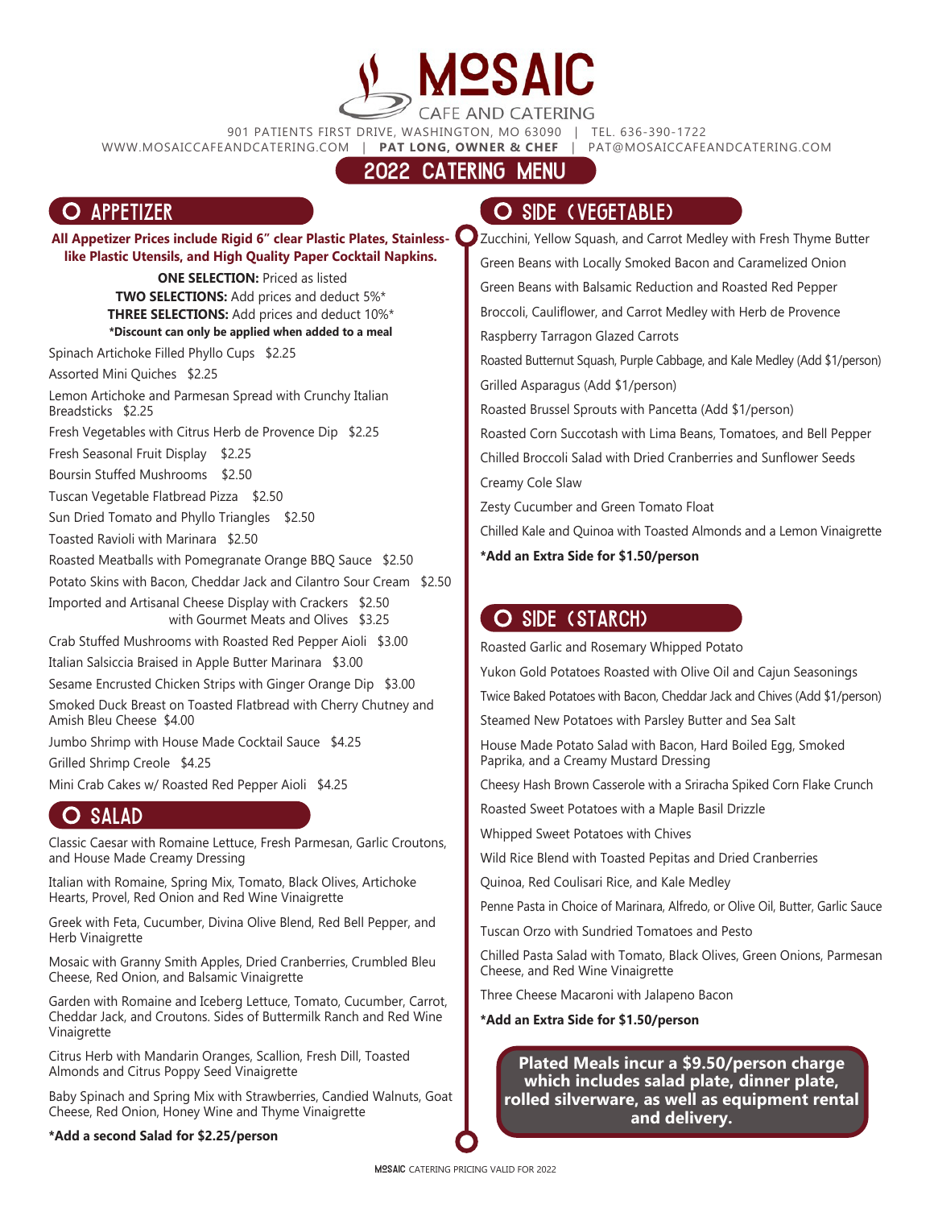# MOSAIC

CAFE AND CATERING

901 PATIENTS FIRST DRIVE, WASHINGTON, MO 63090 | TEL. 636-390-1722

WWW.MOSAICCAFEANDCATERING.COM | **PAT LONG, OWNER & CHEF** | PAT@MOSAICCAFEANDCATERING.COM

## 2022 CATERING MENU

## APPETIZER

**All Appetizer Prices include Rigid 6" clear Plastic Plates, Stainless-like Plastic Utensils, and High Quality Paper Cocktail Napkins.**

**ONE SELECTION:** Priced as listed
**TWO SELECTIONS:** Add prices and deduct 5%*
**THREE SELECTIONS:** Add prices and deduct 10%*
**\*Discount can only be applied when added to a meal**

Spinach Artichoke Filled Phyllo Cups $2.25

Assorted Mini Quiches $2.25

Lemon Artichoke and Parmesan Spread with Crunchy Italian Breadsticks $2.25

Fresh Vegetables with Citrus Herb de Provence Dip $2.25

Fresh Seasonal Fruit Display $2.25

Boursin Stuffed Mushrooms $2.50

Tuscan Vegetable Flatbread Pizza $2.50

Sun Dried Tomato and Phyllo Triangles $2.50

Toasted Ravioli with Marinara $2.50

Roasted Meatballs with Pomegranate Orange BBQ Sauce $2.50

Potato Skins with Bacon, Cheddar Jack and Cilantro Sour Cream $2.50

Imported and Artisanal Cheese Display with Crackers $2.50
with Gourmet Meats and Olives $3.25

Crab Stuffed Mushrooms with Roasted Red Pepper Aioli $3.00

Italian Salsiccia Braised in Apple Butter Marinara $3.00

Sesame Encrusted Chicken Strips with Ginger Orange Dip $3.00

Smoked Duck Breast on Toasted Flatbread with Cherry Chutney and Amish Bleu Cheese $4.00

Jumbo Shrimp with House Made Cocktail Sauce $4.25

Grilled Shrimp Creole $4.25

Mini Crab Cakes w/ Roasted Red Pepper Aioli $4.25

## SALAD

Classic Caesar with Romaine Lettuce, Fresh Parmesan, Garlic Croutons, and House Made Creamy Dressing

Italian with Romaine, Spring Mix, Tomato, Black Olives, Artichoke Hearts, Provel, Red Onion and Red Wine Vinaigrette

Greek with Feta, Cucumber, Divina Olive Blend, Red Bell Pepper, and Herb Vinaigrette

Mosaic with Granny Smith Apples, Dried Cranberries, Crumbled Bleu Cheese, Red Onion, and Balsamic Vinaigrette

Garden with Romaine and Iceberg Lettuce, Tomato, Cucumber, Carrot, Cheddar Jack, and Croutons. Sides of Buttermilk Ranch and Red Wine Vinaigrette

Citrus Herb with Mandarin Oranges, Scallion, Fresh Dill, Toasted Almonds and Citrus Poppy Seed Vinaigrette

Baby Spinach and Spring Mix with Strawberries, Candied Walnuts, Goat Cheese, Red Onion, Honey Wine and Thyme Vinaigrette

**\*Add a second Salad for $2.25/person**

## SIDE (VEGETABLE)

Zucchini, Yellow Squash, and Carrot Medley with Fresh Thyme Butter

Green Beans with Locally Smoked Bacon and Caramelized Onion

Green Beans with Balsamic Reduction and Roasted Red Pepper

Broccoli, Cauliflower, and Carrot Medley with Herb de Provence

Raspberry Tarragon Glazed Carrots

Roasted Butternut Squash, Purple Cabbage, and Kale Medley (Add $1/person)

Grilled Asparagus (Add $1/person)

Roasted Brussel Sprouts with Pancetta (Add $1/person)

Roasted Corn Succotash with Lima Beans, Tomatoes, and Bell Pepper

Chilled Broccoli Salad with Dried Cranberries and Sunflower Seeds

Creamy Cole Slaw

Zesty Cucumber and Green Tomato Float

Chilled Kale and Quinoa with Toasted Almonds and a Lemon Vinaigrette

**\*Add an Extra Side for $1.50/person**

## SIDE (STARCH)

Roasted Garlic and Rosemary Whipped Potato

Yukon Gold Potatoes Roasted with Olive Oil and Cajun Seasonings

Twice Baked Potatoes with Bacon, Cheddar Jack and Chives (Add $1/person)

Steamed New Potatoes with Parsley Butter and Sea Salt

House Made Potato Salad with Bacon, Hard Boiled Egg, Smoked Paprika, and a Creamy Mustard Dressing

Cheesy Hash Brown Casserole with a Sriracha Spiked Corn Flake Crunch

Roasted Sweet Potatoes with a Maple Basil Drizzle

Whipped Sweet Potatoes with Chives

Wild Rice Blend with Toasted Pepitas and Dried Cranberries

Quinoa, Red Coulisari Rice, and Kale Medley

Penne Pasta in Choice of Marinara, Alfredo, or Olive Oil, Butter, Garlic Sauce

Tuscan Orzo with Sundried Tomatoes and Pesto

Chilled Pasta Salad with Tomato, Black Olives, Green Onions, Parmesan Cheese, and Red Wine Vinaigrette

Three Cheese Macaroni with Jalapeno Bacon

**\*Add an Extra Side for $1.50/person**

**Plated Meals incur a $9.50/person charge which includes salad plate, dinner plate, rolled silverware, as well as equipment rental and delivery.**